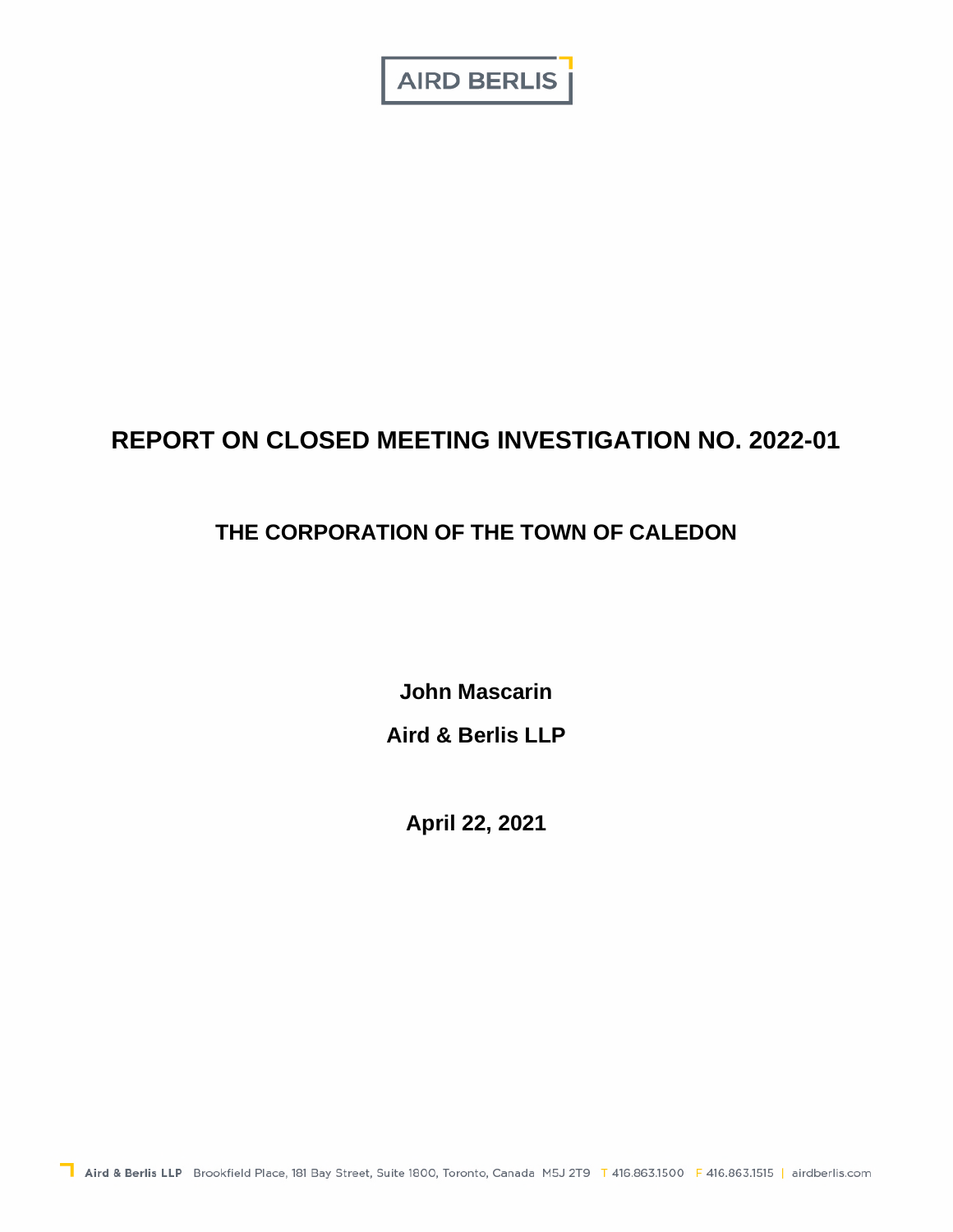AIRD BERLIS

# REPORT ON CLOSED MEETING INVESTIGATION NO. 2022-01

## THE CORPORATION OF THE TOWN OF CALEDON

**John Mascarin**

**Aird & Berlis LLP**

**April 22, 2021**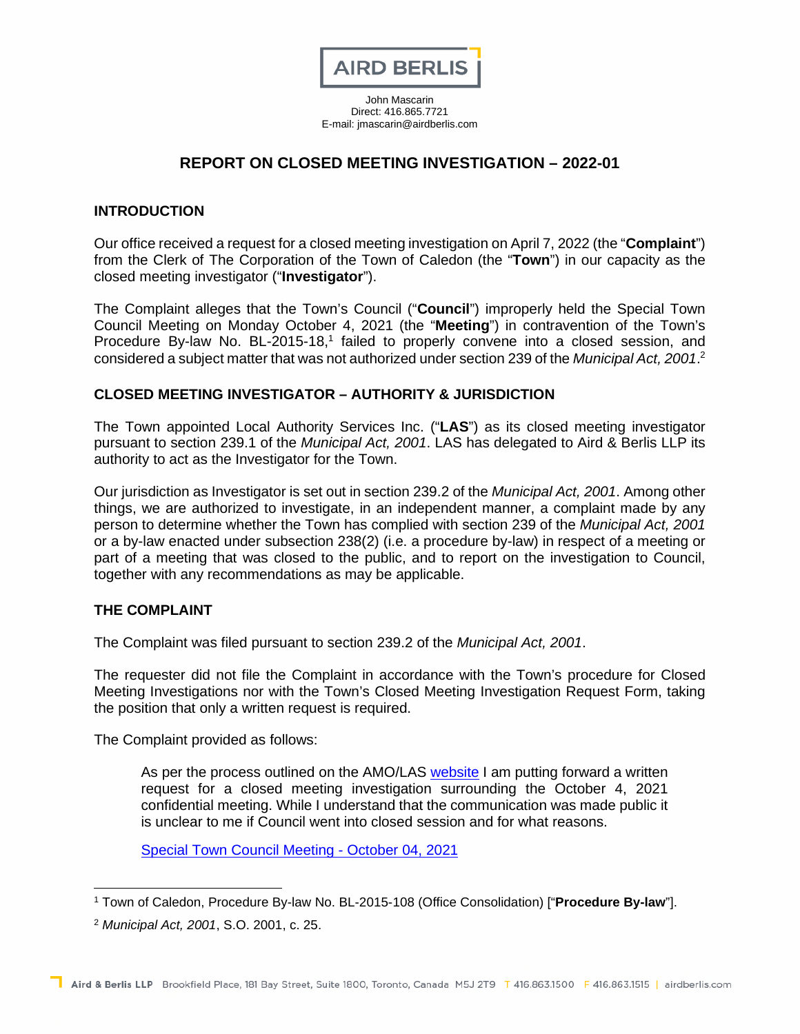John Mascarin
Direct: 416.865.7721
E-mail: jmascarin@airdberlis.com

# REPORT ON CLOSED MEETING INVESTIGATION – 2022-01

## INTRODUCTION

Our office received a request for a closed meeting investigation on April 7, 2022 (the "**Complaint**") from the Clerk of The Corporation of the Town of Caledon (the "**Town**") in our capacity as the closed meeting investigator ("**Investigator**").

The Complaint alleges that the Town's Council ("**Council**") improperly held the Special Town Council Meeting on Monday October 4, 2021 (the "**Meeting**") in contravention of the Town's Procedure By-law No. BL-2015-18,[1] failed to properly convene into a closed session, and considered a subject matter that was not authorized under section 239 of the *Municipal Act, 2001*.[2]

## CLOSED MEETING INVESTIGATOR – AUTHORITY & JURISDICTION

The Town appointed Local Authority Services Inc. ("**LAS**") as its closed meeting investigator pursuant to section 239.1 of the *Municipal Act, 2001*. LAS has delegated to Aird & Berlis LLP its authority to act as the Investigator for the Town.

Our jurisdiction as Investigator is set out in section 239.2 of the *Municipal Act, 2001*. Among other things, we are authorized to investigate, in an independent manner, a complaint made by any person to determine whether the Town has complied with section 239 of the *Municipal Act, 2001* or a by-law enacted under subsection 238(2) (i.e. a procedure by-law) in respect of a meeting or part of a meeting that was closed to the public, and to report on the investigation to Council, together with any recommendations as may be applicable.

## THE COMPLAINT

The Complaint was filed pursuant to section 239.2 of the *Municipal Act, 2001*.

The requester did not file the Complaint in accordance with the Town's procedure for Closed Meeting Investigations nor with the Town's Closed Meeting Investigation Request Form, taking the position that only a written request is required.

The Complaint provided as follows:

> As per the process outlined on the AMO/LAS website I am putting forward a written request for a closed meeting investigation surrounding the October 4, 2021 confidential meeting. While I understand that the communication was made public it is unclear to me if Council went into closed session and for what reasons.
>
> Special Town Council Meeting - October 04, 2021

---

[1] Town of Caledon, Procedure By-law No. BL-2015-108 (Office Consolidation) ["**Procedure By-law**"].

[2] *Municipal Act, 2001*, S.O. 2001, c. 25.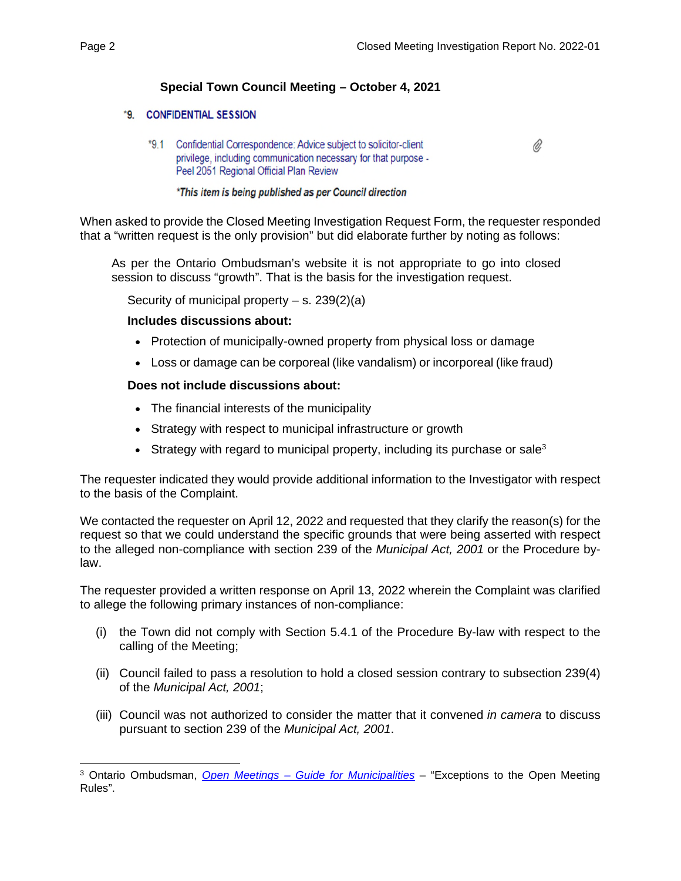**Special Town Council Meeting – October 4, 2021**

*9. **CONFIDENTIAL SESSION**

*9.1 Confidential Correspondence: Advice subject to solicitor-client privilege, including communication necessary for that purpose - Peel 2051 Regional Official Plan Review

*\*This item is being published as per Council direction*

When asked to provide the Closed Meeting Investigation Request Form, the requester responded that a "written request is the only provision" but did elaborate further by noting as follows:

> As per the Ontario Ombudsman's website it is not appropriate to go into closed session to discuss "growth". That is the basis for the investigation request.
>
> Security of municipal property – s. 239(2)(a)
>
> **Includes discussions about:**
>
> - Protection of municipally-owned property from physical loss or damage
> - Loss or damage can be corporeal (like vandalism) or incorporeal (like fraud)
>
> **Does not include discussions about:**
>
> - The financial interests of the municipality
> - Strategy with respect to municipal infrastructure or growth
> - Strategy with regard to municipal property, including its purchase or sale[3]

The requester indicated they would provide additional information to the Investigator with respect to the basis of the Complaint.

We contacted the requester on April 12, 2022 and requested that they clarify the reason(s) for the request so that we could understand the specific grounds that were being asserted with respect to the alleged non-compliance with section 239 of the *Municipal Act, 2001* or the Procedure by-law.

The requester provided a written response on April 13, 2022 wherein the Complaint was clarified to allege the following primary instances of non-compliance:

(i) the Town did not comply with Section 5.4.1 of the Procedure By-law with respect to the calling of the Meeting;

(ii) Council failed to pass a resolution to hold a closed session contrary to subsection 239(4) of the *Municipal Act, 2001*;

(iii) Council was not authorized to consider the matter that it convened *in camera* to discuss pursuant to section 239 of the *Municipal Act, 2001*.

---

[3] Ontario Ombudsman, *Open Meetings – Guide for Municipalities* – "Exceptions to the Open Meeting Rules".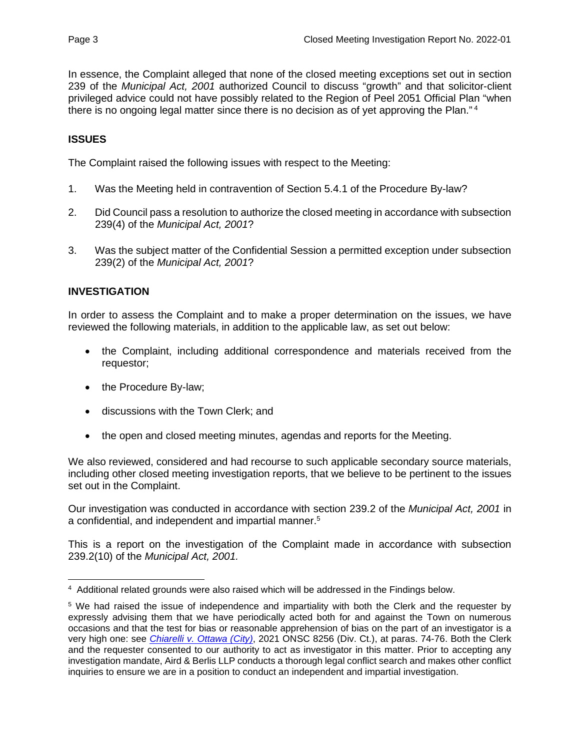In essence, the Complaint alleged that none of the closed meeting exceptions set out in section 239 of the *Municipal Act, 2001* authorized Council to discuss "growth" and that solicitor-client privileged advice could not have possibly related to the Region of Peel 2051 Official Plan "when there is no ongoing legal matter since there is no decision as of yet approving the Plan."[4]

## ISSUES

The Complaint raised the following issues with respect to the Meeting:

1. Was the Meeting held in contravention of Section 5.4.1 of the Procedure By-law?

2. Did Council pass a resolution to authorize the closed meeting in accordance with subsection 239(4) of the *Municipal Act, 2001*?

3. Was the subject matter of the Confidential Session a permitted exception under subsection 239(2) of the *Municipal Act, 2001*?

## INVESTIGATION

In order to assess the Complaint and to make a proper determination on the issues, we have reviewed the following materials, in addition to the applicable law, as set out below:

- the Complaint, including additional correspondence and materials received from the requestor;

- the Procedure By-law;

- discussions with the Town Clerk; and

- the open and closed meeting minutes, agendas and reports for the Meeting.

We also reviewed, considered and had recourse to such applicable secondary source materials, including other closed meeting investigation reports, that we believe to be pertinent to the issues set out in the Complaint.

Our investigation was conducted in accordance with section 239.2 of the *Municipal Act, 2001* in a confidential, and independent and impartial manner.[5]

This is a report on the investigation of the Complaint made in accordance with subsection 239.2(10) of the *Municipal Act, 2001.*

---

[4] Additional related grounds were also raised which will be addressed in the Findings below.

[5] We had raised the issue of independence and impartiality with both the Clerk and the requester by expressly advising them that we have periodically acted both for and against the Town on numerous occasions and that the test for bias or reasonable apprehension of bias on the part of an investigator is a very high one: see *Chiarelli v. Ottawa (City)*, 2021 ONSC 8256 (Div. Ct.), at paras. 74-76. Both the Clerk and the requester consented to our authority to act as investigator in this matter. Prior to accepting any investigation mandate, Aird & Berlis LLP conducts a thorough legal conflict search and makes other conflict inquiries to ensure we are in a position to conduct an independent and impartial investigation.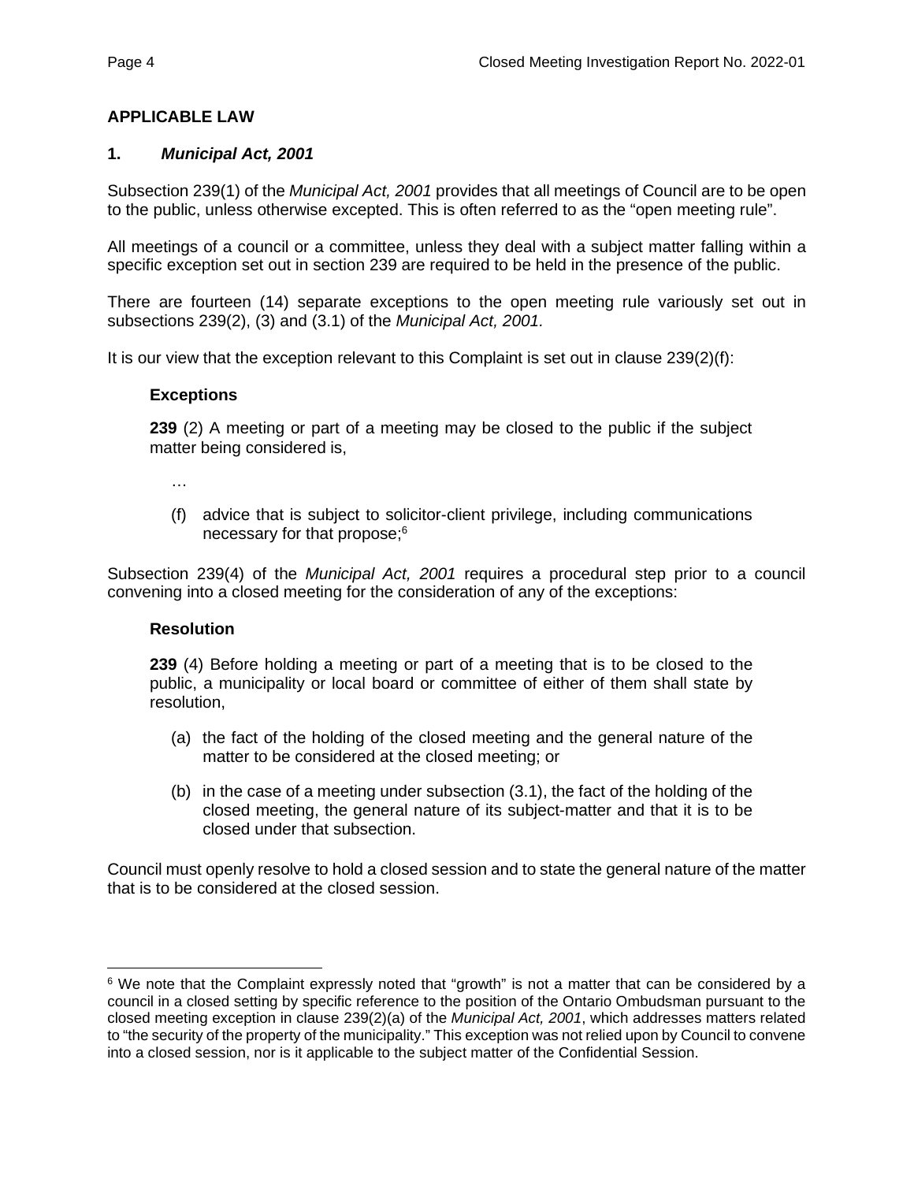## APPLICABLE LAW

### 1. *Municipal Act, 2001*

Subsection 239(1) of the *Municipal Act, 2001* provides that all meetings of Council are to be open to the public, unless otherwise excepted. This is often referred to as the "open meeting rule".

All meetings of a council or a committee, unless they deal with a subject matter falling within a specific exception set out in section 239 are required to be held in the presence of the public.

There are fourteen (14) separate exceptions to the open meeting rule variously set out in subsections 239(2), (3) and (3.1) of the *Municipal Act, 2001.*

It is our view that the exception relevant to this Complaint is set out in clause 239(2)(f):

> **Exceptions**
>
> **239** (2) A meeting or part of a meeting may be closed to the public if the subject matter being considered is,
>
> …
>
> (f) advice that is subject to solicitor-client privilege, including communications necessary for that propose;[6]

Subsection 239(4) of the *Municipal Act, 2001* requires a procedural step prior to a council convening into a closed meeting for the consideration of any of the exceptions:

> **Resolution**
>
> **239** (4) Before holding a meeting or part of a meeting that is to be closed to the public, a municipality or local board or committee of either of them shall state by resolution,
>
> (a) the fact of the holding of the closed meeting and the general nature of the matter to be considered at the closed meeting; or
>
> (b) in the case of a meeting under subsection (3.1), the fact of the holding of the closed meeting, the general nature of its subject-matter and that it is to be closed under that subsection.

Council must openly resolve to hold a closed session and to state the general nature of the matter that is to be considered at the closed session.

---

[6] We note that the Complaint expressly noted that "growth" is not a matter that can be considered by a council in a closed setting by specific reference to the position of the Ontario Ombudsman pursuant to the closed meeting exception in clause 239(2)(a) of the *Municipal Act, 2001*, which addresses matters related to "the security of the property of the municipality." This exception was not relied upon by Council to convene into a closed session, nor is it applicable to the subject matter of the Confidential Session.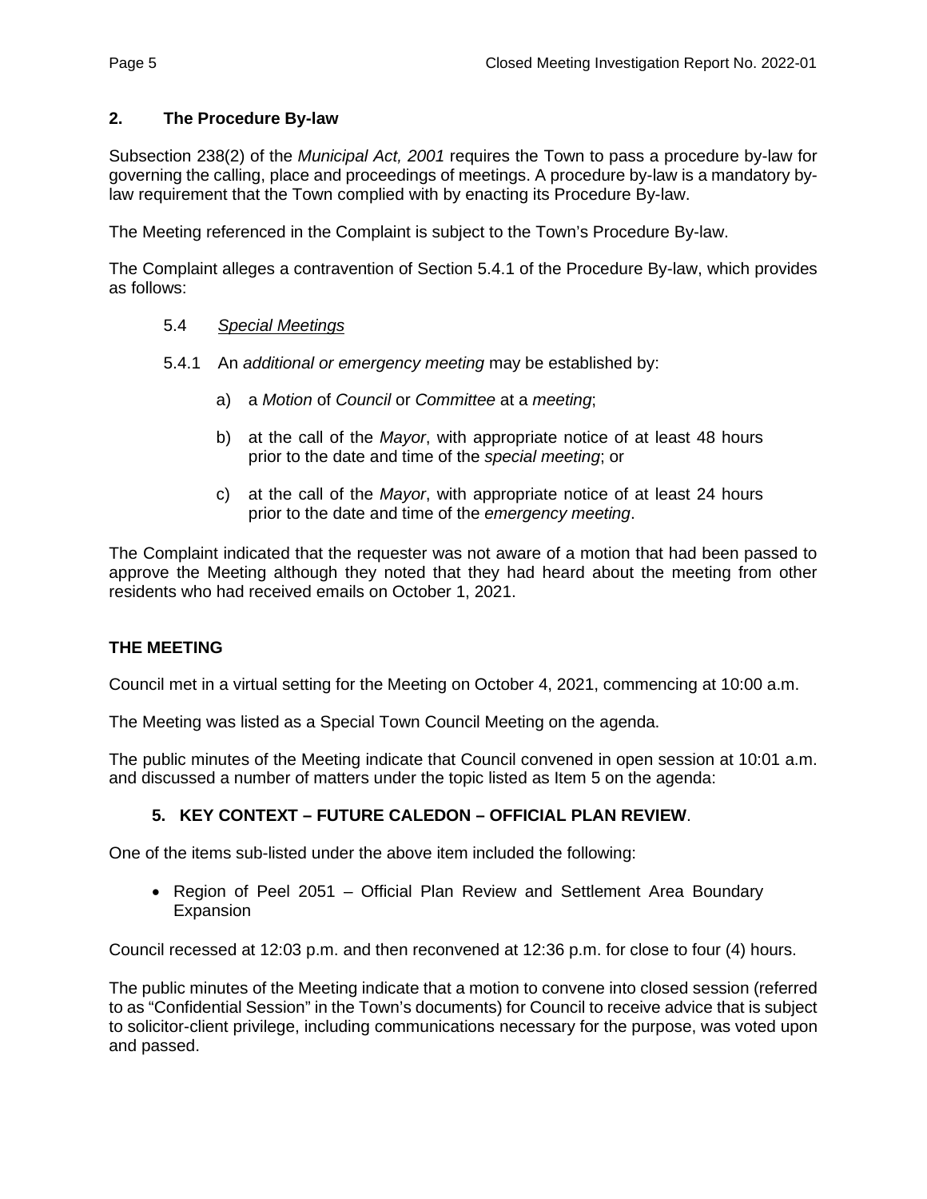## 2. The Procedure By-law

Subsection 238(2) of the *Municipal Act, 2001* requires the Town to pass a procedure by-law for governing the calling, place and proceedings of meetings. A procedure by-law is a mandatory by-law requirement that the Town complied with by enacting its Procedure By-law.

The Meeting referenced in the Complaint is subject to the Town's Procedure By-law.

The Complaint alleges a contravention of Section 5.4.1 of the Procedure By-law, which provides as follows:

> 5.4 <u>*Special Meetings*</u>
>
> 5.4.1 An *additional or emergency meeting* may be established by:
>
> a) a *Motion* of *Council* or *Committee* at a *meeting*;
>
> b) at the call of the *Mayor*, with appropriate notice of at least 48 hours prior to the date and time of the *special meeting*; or
>
> c) at the call of the *Mayor*, with appropriate notice of at least 24 hours prior to the date and time of the *emergency meeting*.

The Complaint indicated that the requester was not aware of a motion that had been passed to approve the Meeting although they noted that they had heard about the meeting from other residents who had received emails on October 1, 2021.

## THE MEETING

Council met in a virtual setting for the Meeting on October 4, 2021, commencing at 10:00 a.m.

The Meeting was listed as a Special Town Council Meeting on the agenda.

The public minutes of the Meeting indicate that Council convened in open session at 10:01 a.m. and discussed a number of matters under the topic listed as Item 5 on the agenda:

> **5. KEY CONTEXT – FUTURE CALEDON – OFFICIAL PLAN REVIEW**.

One of the items sub-listed under the above item included the following:

- Region of Peel 2051 – Official Plan Review and Settlement Area Boundary Expansion

Council recessed at 12:03 p.m. and then reconvened at 12:36 p.m. for close to four (4) hours.

The public minutes of the Meeting indicate that a motion to convene into closed session (referred to as "Confidential Session" in the Town's documents) for Council to receive advice that is subject to solicitor-client privilege, including communications necessary for the purpose, was voted upon and passed.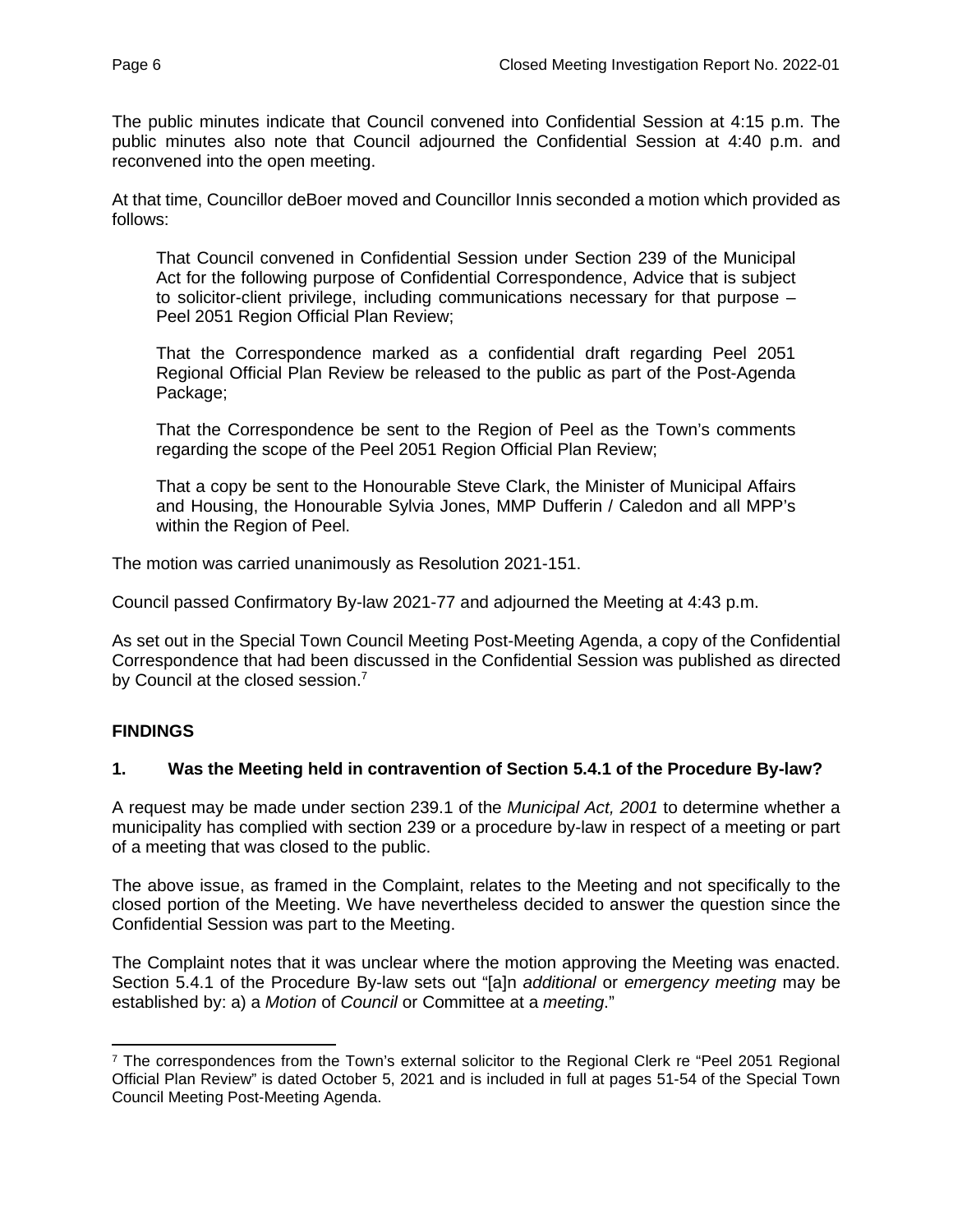The public minutes indicate that Council convened into Confidential Session at 4:15 p.m. The public minutes also note that Council adjourned the Confidential Session at 4:40 p.m. and reconvened into the open meeting.

At that time, Councillor deBoer moved and Councillor Innis seconded a motion which provided as follows:

> That Council convened in Confidential Session under Section 239 of the Municipal Act for the following purpose of Confidential Correspondence, Advice that is subject to solicitor-client privilege, including communications necessary for that purpose – Peel 2051 Region Official Plan Review;
>
> That the Correspondence marked as a confidential draft regarding Peel 2051 Regional Official Plan Review be released to the public as part of the Post-Agenda Package;
>
> That the Correspondence be sent to the Region of Peel as the Town's comments regarding the scope of the Peel 2051 Region Official Plan Review;
>
> That a copy be sent to the Honourable Steve Clark, the Minister of Municipal Affairs and Housing, the Honourable Sylvia Jones, MMP Dufferin / Caledon and all MPP's within the Region of Peel.

The motion was carried unanimously as Resolution 2021-151.

Council passed Confirmatory By-law 2021-77 and adjourned the Meeting at 4:43 p.m.

As set out in the Special Town Council Meeting Post-Meeting Agenda, a copy of the Confidential Correspondence that had been discussed in the Confidential Session was published as directed by Council at the closed session.[7]

## FINDINGS

### 1. Was the Meeting held in contravention of Section 5.4.1 of the Procedure By-law?

A request may be made under section 239.1 of the *Municipal Act, 2001* to determine whether a municipality has complied with section 239 or a procedure by-law in respect of a meeting or part of a meeting that was closed to the public.

The above issue, as framed in the Complaint, relates to the Meeting and not specifically to the closed portion of the Meeting. We have nevertheless decided to answer the question since the Confidential Session was part to the Meeting.

The Complaint notes that it was unclear where the motion approving the Meeting was enacted. Section 5.4.1 of the Procedure By-law sets out "[a]n *additional* or *emergency meeting* may be established by: a) a *Motion* of *Council* or Committee at a *meeting*."

---

[7] The correspondences from the Town's external solicitor to the Regional Clerk re "Peel 2051 Regional Official Plan Review" is dated October 5, 2021 and is included in full at pages 51-54 of the Special Town Council Meeting Post-Meeting Agenda.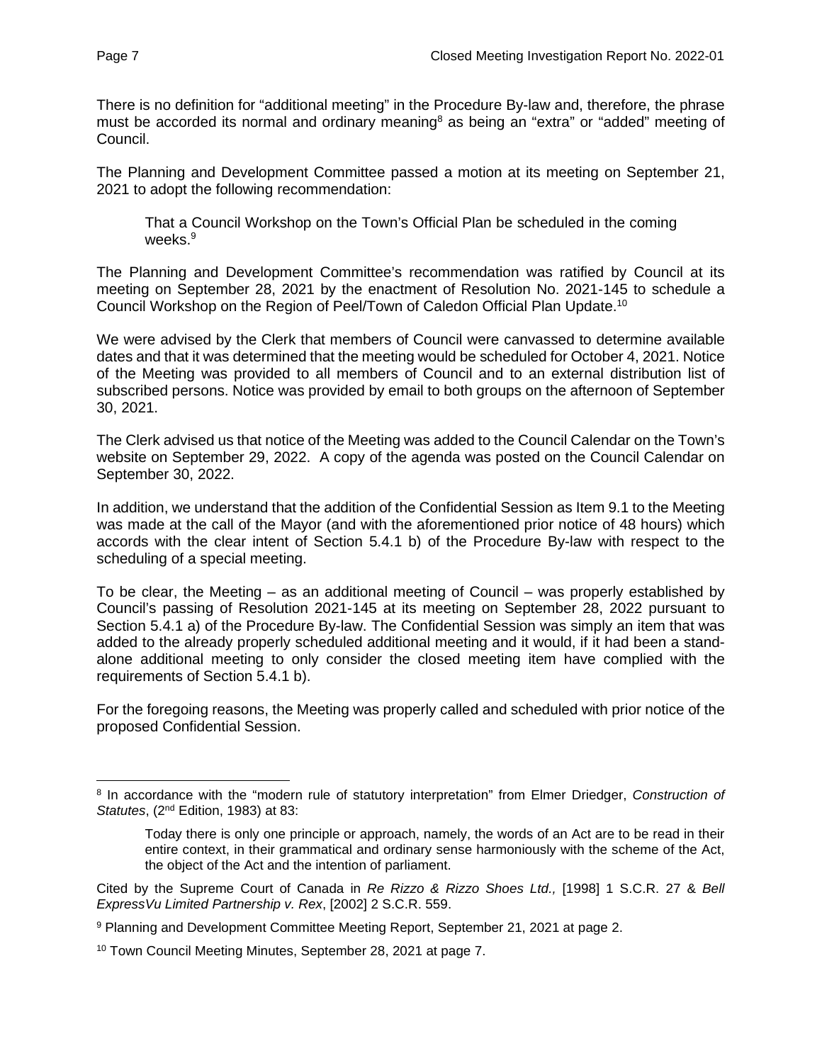There is no definition for "additional meeting" in the Procedure By-law and, therefore, the phrase must be accorded its normal and ordinary meaning[8] as being an "extra" or "added" meeting of Council.

The Planning and Development Committee passed a motion at its meeting on September 21, 2021 to adopt the following recommendation:

> That a Council Workshop on the Town's Official Plan be scheduled in the coming weeks.[9]

The Planning and Development Committee's recommendation was ratified by Council at its meeting on September 28, 2021 by the enactment of Resolution No. 2021-145 to schedule a Council Workshop on the Region of Peel/Town of Caledon Official Plan Update.[10]

We were advised by the Clerk that members of Council were canvassed to determine available dates and that it was determined that the meeting would be scheduled for October 4, 2021. Notice of the Meeting was provided to all members of Council and to an external distribution list of subscribed persons. Notice was provided by email to both groups on the afternoon of September 30, 2021.

The Clerk advised us that notice of the Meeting was added to the Council Calendar on the Town's website on September 29, 2022. A copy of the agenda was posted on the Council Calendar on September 30, 2022.

In addition, we understand that the addition of the Confidential Session as Item 9.1 to the Meeting was made at the call of the Mayor (and with the aforementioned prior notice of 48 hours) which accords with the clear intent of Section 5.4.1 b) of the Procedure By-law with respect to the scheduling of a special meeting.

To be clear, the Meeting – as an additional meeting of Council – was properly established by Council's passing of Resolution 2021-145 at its meeting on September 28, 2022 pursuant to Section 5.4.1 a) of the Procedure By-law. The Confidential Session was simply an item that was added to the already properly scheduled additional meeting and it would, if it had been a stand-alone additional meeting to only consider the closed meeting item have complied with the requirements of Section 5.4.1 b).

For the foregoing reasons, the Meeting was properly called and scheduled with prior notice of the proposed Confidential Session.

---

[8] In accordance with the "modern rule of statutory interpretation" from Elmer Driedger, *Construction of Statutes*, (2nd Edition, 1983) at 83:

> Today there is only one principle or approach, namely, the words of an Act are to be read in their entire context, in their grammatical and ordinary sense harmoniously with the scheme of the Act, the object of the Act and the intention of parliament.

Cited by the Supreme Court of Canada in *Re Rizzo & Rizzo Shoes Ltd.,* [1998] 1 S.C.R. 27 & *Bell ExpressVu Limited Partnership v. Rex*, [2002] 2 S.C.R. 559.

[9] Planning and Development Committee Meeting Report, September 21, 2021 at page 2.

[10] Town Council Meeting Minutes, September 28, 2021 at page 7.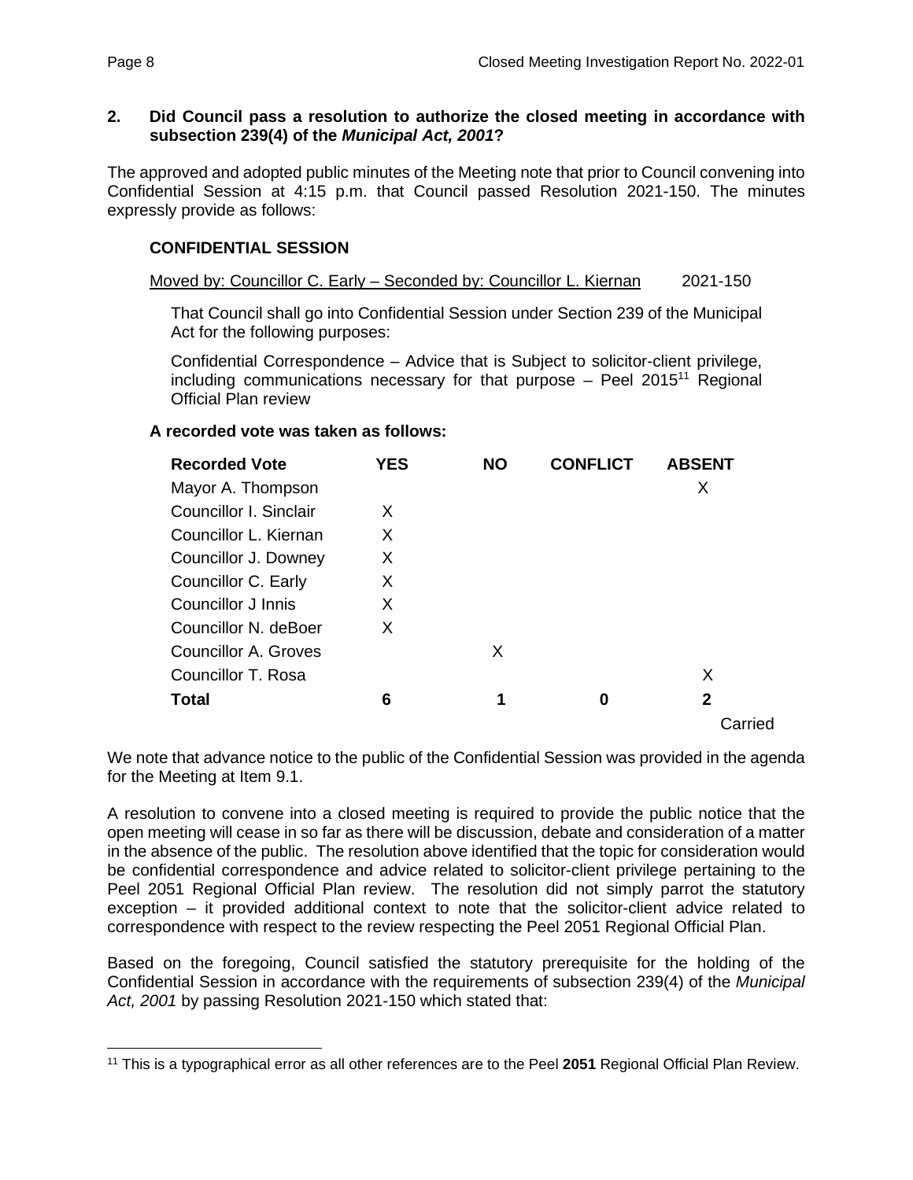**2. Did Council pass a resolution to authorize the closed meeting in accordance with subsection 239(4) of the *Municipal Act, 2001*?**

The approved and adopted public minutes of the Meeting note that prior to Council convening into Confidential Session at 4:15 p.m. that Council passed Resolution 2021-150. The minutes expressly provide as follows:

> **CONFIDENTIAL SESSION**
>
> Moved by: Councillor C. Early – Seconded by: Councillor L. Kiernan 2021-150
>
> That Council shall go into Confidential Session under Section 239 of the Municipal Act for the following purposes:
>
> Confidential Correspondence – Advice that is Subject to solicitor-client privilege, including communications necessary for that purpose – Peel 2015[11] Regional Official Plan review
>
> **A recorded vote was taken as follows:**

| Recorded Vote | YES | NO | CONFLICT | ABSENT |
|---|---|---|---|---|
| Mayor A. Thompson | | | | X |
| Councillor I. Sinclair | X | | | |
| Councillor L. Kiernan | X | | | |
| Councillor J. Downey | X | | | |
| Councillor C. Early | X | | | |
| Councillor J Innis | X | | | |
| Councillor N. deBoer | X | | | |
| Councillor A. Groves | | X | | |
| Councillor T. Rosa | | | | X |
| **Total** | **6** | **1** | **0** | **2** |

Carried

We note that advance notice to the public of the Confidential Session was provided in the agenda for the Meeting at Item 9.1.

A resolution to convene into a closed meeting is required to provide the public notice that the open meeting will cease in so far as there will be discussion, debate and consideration of a matter in the absence of the public. The resolution above identified that the topic for consideration would be confidential correspondence and advice related to solicitor-client privilege pertaining to the Peel 2051 Regional Official Plan review. The resolution did not simply parrot the statutory exception – it provided additional context to note that the solicitor-client advice related to correspondence with respect to the review respecting the Peel 2051 Regional Official Plan.

Based on the foregoing, Council satisfied the statutory prerequisite for the holding of the Confidential Session in accordance with the requirements of subsection 239(4) of the *Municipal Act, 2001* by passing Resolution 2021-150 which stated that:

---

[11] This is a typographical error as all other references are to the Peel **2051** Regional Official Plan Review.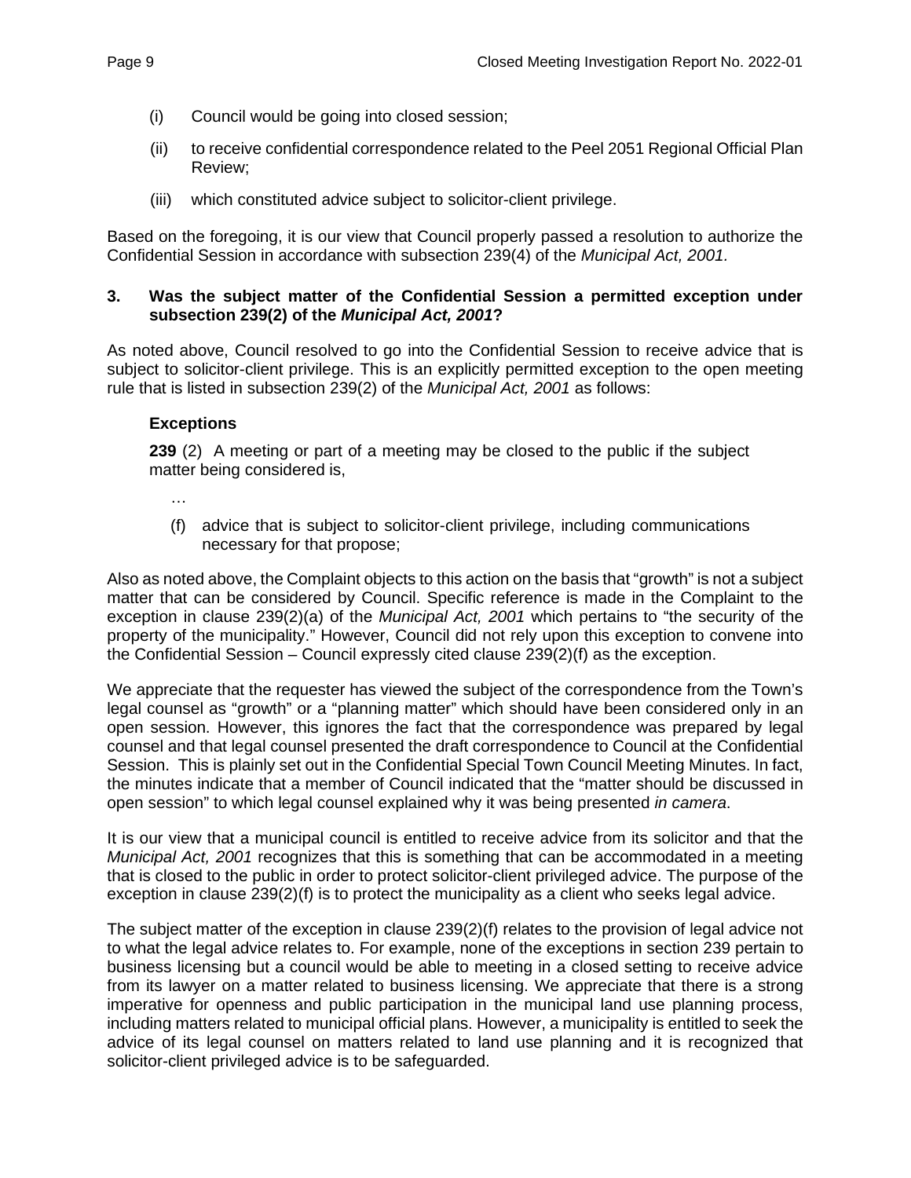(i) Council would be going into closed session;

(ii) to receive confidential correspondence related to the Peel 2051 Regional Official Plan Review;

(iii) which constituted advice subject to solicitor-client privilege.

Based on the foregoing, it is our view that Council properly passed a resolution to authorize the Confidential Session in accordance with subsection 239(4) of the *Municipal Act, 2001.*

**3. Was the subject matter of the Confidential Session a permitted exception under subsection 239(2) of the *Municipal Act, 2001*?**

As noted above, Council resolved to go into the Confidential Session to receive advice that is subject to solicitor-client privilege. This is an explicitly permitted exception to the open meeting rule that is listed in subsection 239(2) of the *Municipal Act, 2001* as follows:

> **Exceptions**
>
> **239** (2) A meeting or part of a meeting may be closed to the public if the subject matter being considered is,
>
> …
>
> (f) advice that is subject to solicitor-client privilege, including communications necessary for that propose;

Also as noted above, the Complaint objects to this action on the basis that "growth" is not a subject matter that can be considered by Council. Specific reference is made in the Complaint to the exception in clause 239(2)(a) of the *Municipal Act, 2001* which pertains to "the security of the property of the municipality." However, Council did not rely upon this exception to convene into the Confidential Session – Council expressly cited clause 239(2)(f) as the exception.

We appreciate that the requester has viewed the subject of the correspondence from the Town's legal counsel as "growth" or a "planning matter" which should have been considered only in an open session. However, this ignores the fact that the correspondence was prepared by legal counsel and that legal counsel presented the draft correspondence to Council at the Confidential Session. This is plainly set out in the Confidential Special Town Council Meeting Minutes. In fact, the minutes indicate that a member of Council indicated that the "matter should be discussed in open session" to which legal counsel explained why it was being presented *in camera*.

It is our view that a municipal council is entitled to receive advice from its solicitor and that the *Municipal Act, 2001* recognizes that this is something that can be accommodated in a meeting that is closed to the public in order to protect solicitor-client privileged advice. The purpose of the exception in clause 239(2)(f) is to protect the municipality as a client who seeks legal advice.

The subject matter of the exception in clause 239(2)(f) relates to the provision of legal advice not to what the legal advice relates to. For example, none of the exceptions in section 239 pertain to business licensing but a council would be able to meeting in a closed setting to receive advice from its lawyer on a matter related to business licensing. We appreciate that there is a strong imperative for openness and public participation in the municipal land use planning process, including matters related to municipal official plans. However, a municipality is entitled to seek the advice of its legal counsel on matters related to land use planning and it is recognized that solicitor-client privileged advice is to be safeguarded.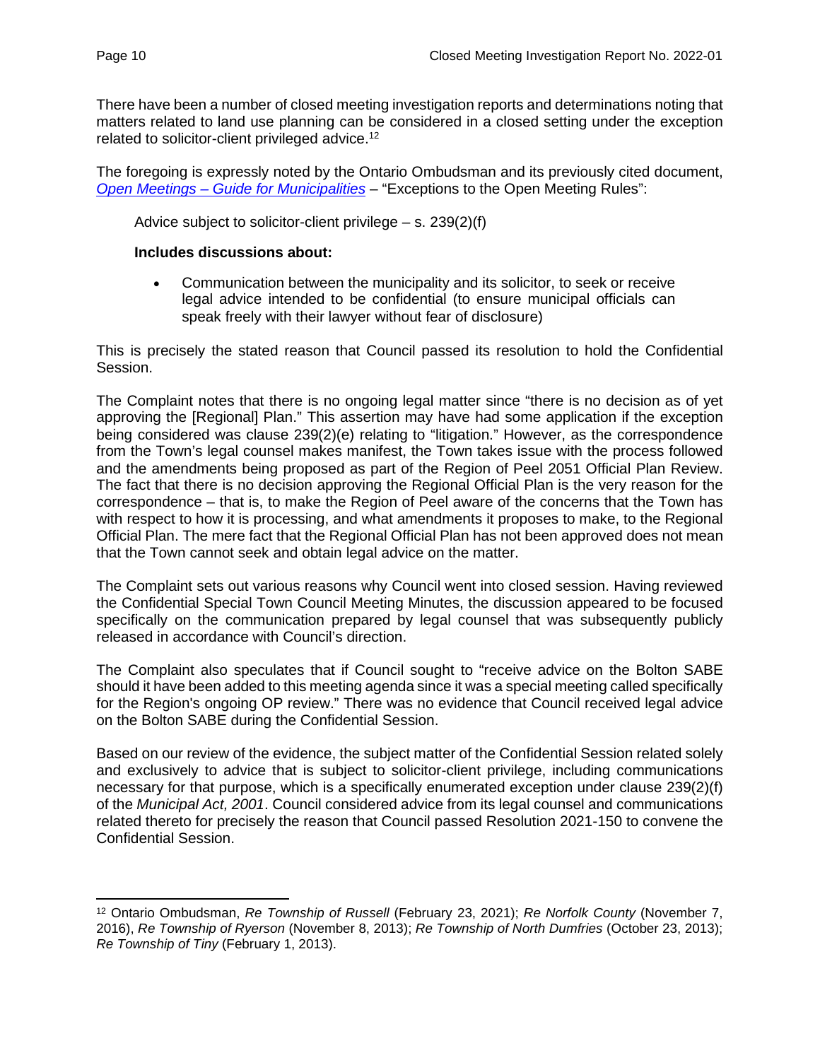There have been a number of closed meeting investigation reports and determinations noting that matters related to land use planning can be considered in a closed setting under the exception related to solicitor-client privileged advice.[12]

The foregoing is expressly noted by the Ontario Ombudsman and its previously cited document, *Open Meetings – Guide for Municipalities* – "Exceptions to the Open Meeting Rules":

> Advice subject to solicitor-client privilege – s. 239(2)(f)
>
> **Includes discussions about:**
>
> - Communication between the municipality and its solicitor, to seek or receive legal advice intended to be confidential (to ensure municipal officials can speak freely with their lawyer without fear of disclosure)

This is precisely the stated reason that Council passed its resolution to hold the Confidential Session.

The Complaint notes that there is no ongoing legal matter since "there is no decision as of yet approving the [Regional] Plan." This assertion may have had some application if the exception being considered was clause 239(2)(e) relating to "litigation." However, as the correspondence from the Town's legal counsel makes manifest, the Town takes issue with the process followed and the amendments being proposed as part of the Region of Peel 2051 Official Plan Review. The fact that there is no decision approving the Regional Official Plan is the very reason for the correspondence – that is, to make the Region of Peel aware of the concerns that the Town has with respect to how it is processing, and what amendments it proposes to make, to the Regional Official Plan. The mere fact that the Regional Official Plan has not been approved does not mean that the Town cannot seek and obtain legal advice on the matter.

The Complaint sets out various reasons why Council went into closed session. Having reviewed the Confidential Special Town Council Meeting Minutes, the discussion appeared to be focused specifically on the communication prepared by legal counsel that was subsequently publicly released in accordance with Council's direction.

The Complaint also speculates that if Council sought to "receive advice on the Bolton SABE should it have been added to this meeting agenda since it was a special meeting called specifically for the Region's ongoing OP review." There was no evidence that Council received legal advice on the Bolton SABE during the Confidential Session.

Based on our review of the evidence, the subject matter of the Confidential Session related solely and exclusively to advice that is subject to solicitor-client privilege, including communications necessary for that purpose, which is a specifically enumerated exception under clause 239(2)(f) of the *Municipal Act, 2001*. Council considered advice from its legal counsel and communications related thereto for precisely the reason that Council passed Resolution 2021-150 to convene the Confidential Session.

---

[12] Ontario Ombudsman, *Re Township of Russell* (February 23, 2021); *Re Norfolk County* (November 7, 2016), *Re Township of Ryerson* (November 8, 2013); *Re Township of North Dumfries* (October 23, 2013); *Re Township of Tiny* (February 1, 2013).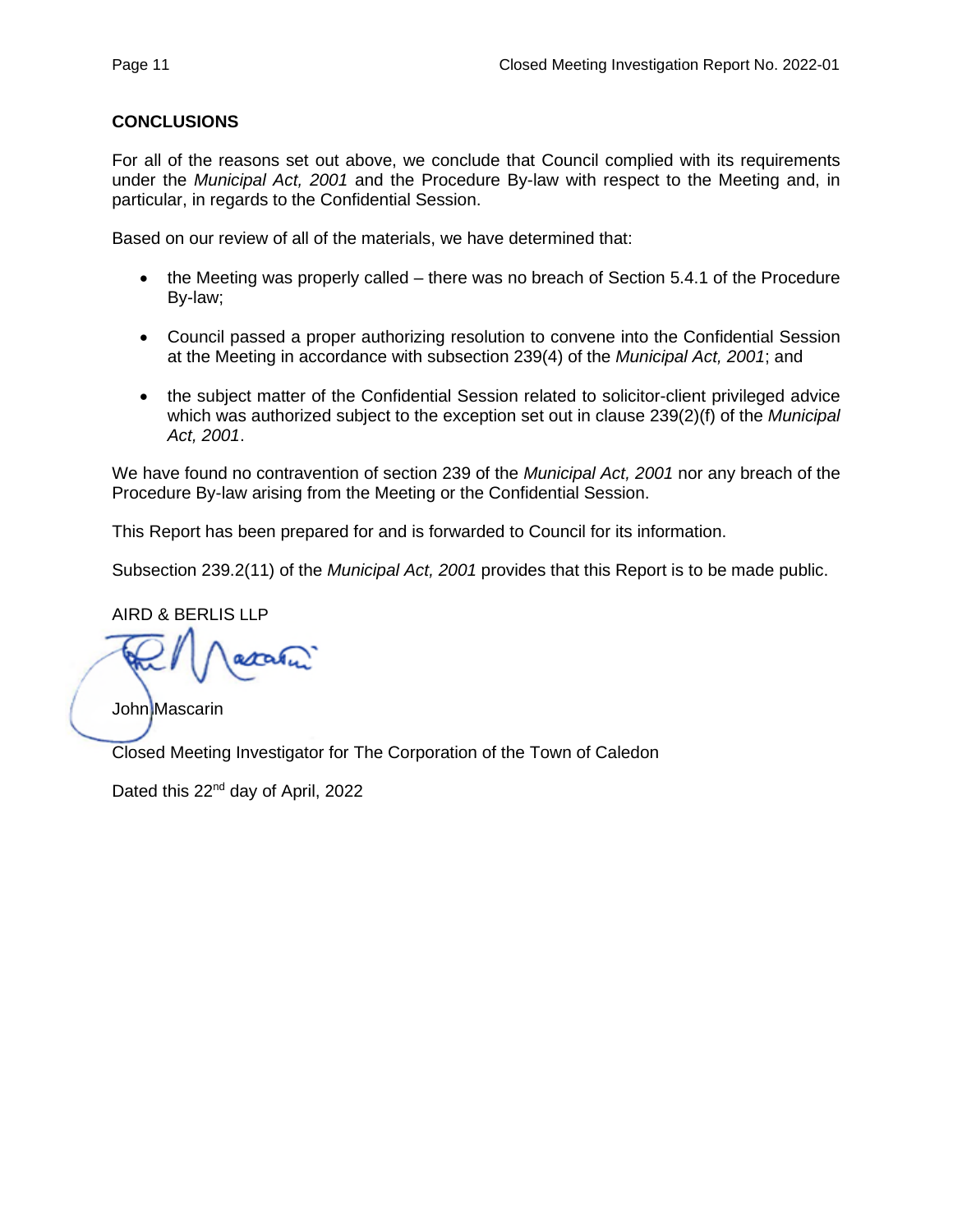## CONCLUSIONS

For all of the reasons set out above, we conclude that Council complied with its requirements under the *Municipal Act, 2001* and the Procedure By-law with respect to the Meeting and, in particular, in regards to the Confidential Session.

Based on our review of all of the materials, we have determined that:

- the Meeting was properly called – there was no breach of Section 5.4.1 of the Procedure By-law;
- Council passed a proper authorizing resolution to convene into the Confidential Session at the Meeting in accordance with subsection 239(4) of the *Municipal Act, 2001*; and
- the subject matter of the Confidential Session related to solicitor-client privileged advice which was authorized subject to the exception set out in clause 239(2)(f) of the *Municipal Act, 2001*.

We have found no contravention of section 239 of the *Municipal Act, 2001* nor any breach of the Procedure By-law arising from the Meeting or the Confidential Session.

This Report has been prepared for and is forwarded to Council for its information.

Subsection 239.2(11) of the *Municipal Act, 2001* provides that this Report is to be made public.

AIRD & BERLIS LLP

John Mascarin

Closed Meeting Investigator for The Corporation of the Town of Caledon

Dated this 22nd day of April, 2022